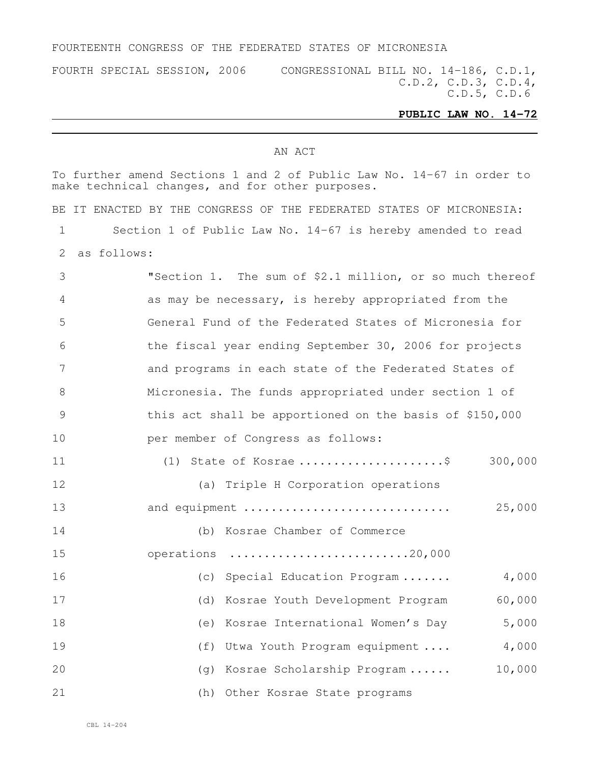FOURTEENTH CONGRESS OF THE FEDERATED STATES OF MICRONESIA

FOURTH SPECIAL SESSION, 2006 CONGRESSIONAL BILL NO. 14-186, C.D.1, C.D.2, C.D.3, C.D.4, C.D.5, C.D.6

**PUBLIC LAW NO. 14-72**

AN ACT

To further amend Sections 1 and 2 of Public Law No. 14-67 in order to make technical changes, and for other purposes.

BE IT ENACTED BY THE CONGRESS OF THE FEDERATED STATES OF MICRONESIA:

1 Section 1 of Public Law No. 14-67 is hereby amended to read
2 as follows:

3 "Section 1. The sum of $2.1 million, or so much thereof
4 as may be necessary, is hereby appropriated from the
5 General Fund of the Federated States of Micronesia for
6 the fiscal year ending September 30, 2006 for projects
7 and programs in each state of the Federated States of
8 Micronesia. The funds appropriated under section 1 of
9 this act shall be apportioned on the basis of $150,000
10 per member of Congress as follows:

11 (1) State of Kosrae .....................$ 300,000

12 (a) Triple H Corporation operations
13 and equipment ............................. 25,000

14 (b) Kosrae Chamber of Commerce
15 operations .........................20,000

16 (c) Special Education Program ....... 4,000

17 (d) Kosrae Youth Development Program 60,000

18 (e) Kosrae International Women's Day 5,000

19 (f) Utwa Youth Program equipment .... 4,000

20 (g) Kosrae Scholarship Program ...... 10,000

21 (h) Other Kosrae State programs

CBL 14-204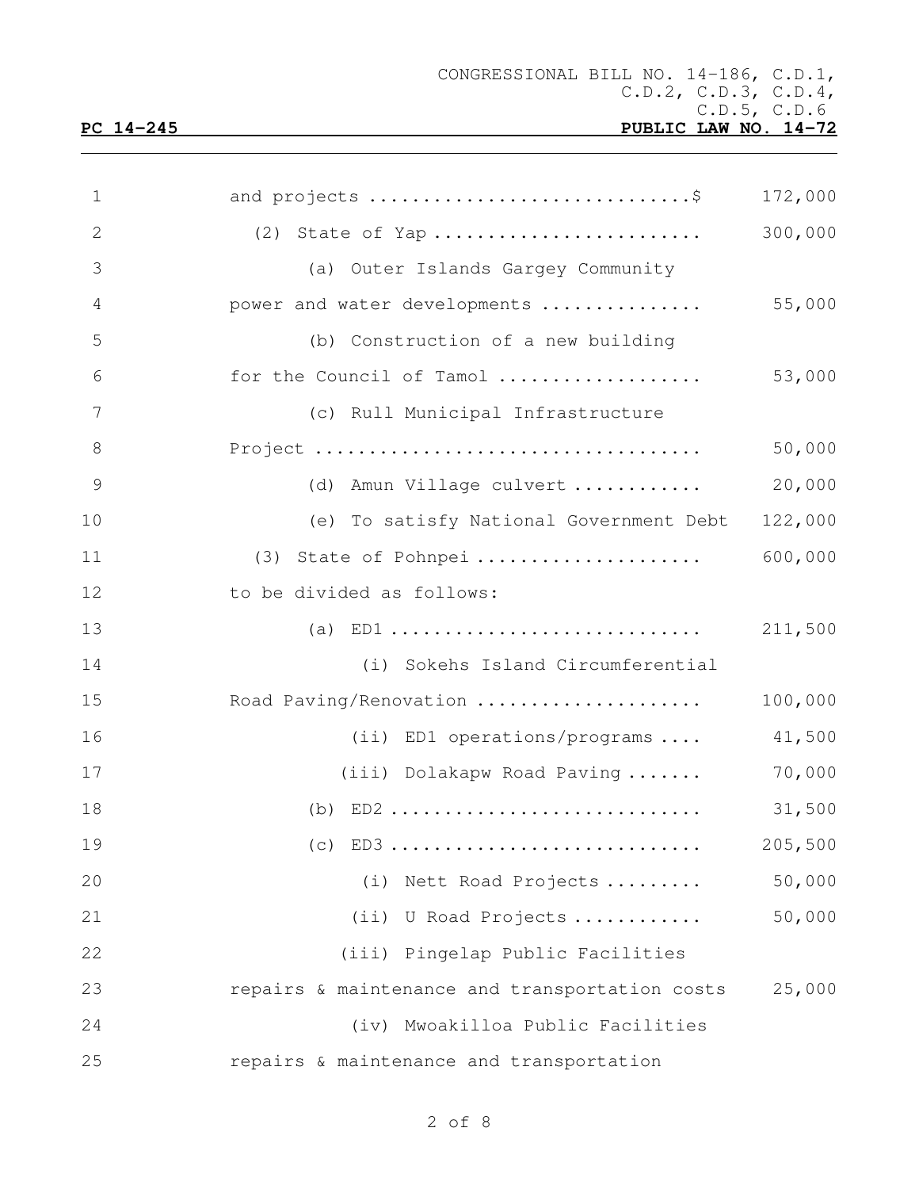and projects ..............................$ 172,000

(2) State of Yap ........................ 300,000

(a) Outer Islands Gargey Community power and water developments ............... 55,000

(b) Construction of a new building for the Council of Tamol ................... 53,000

(c) Rull Municipal Infrastructure Project .................................... 50,000

(d) Amun Village culvert ............ 20,000

(e) To satisfy National Government Debt 122,000

(3) State of Pohnpei .................... 600,000 to be divided as follows:

(a) ED1 ............................ 211,500

(i) Sokehs Island Circumferential Road Paving/Renovation ..................... 100,000

(ii) ED1 operations/programs .... 41,500

(iii) Dolakapw Road Paving ....... 70,000

(b) ED2 ............................ 31,500

(c) ED3 ............................ 205,500

(i) Nett Road Projects ......... 50,000

(ii) U Road Projects ............ 50,000

(iii) Pingelap Public Facilities repairs & maintenance and transportation costs 25,000

(iv) Mwoakilloa Public Facilities repairs & maintenance and transportation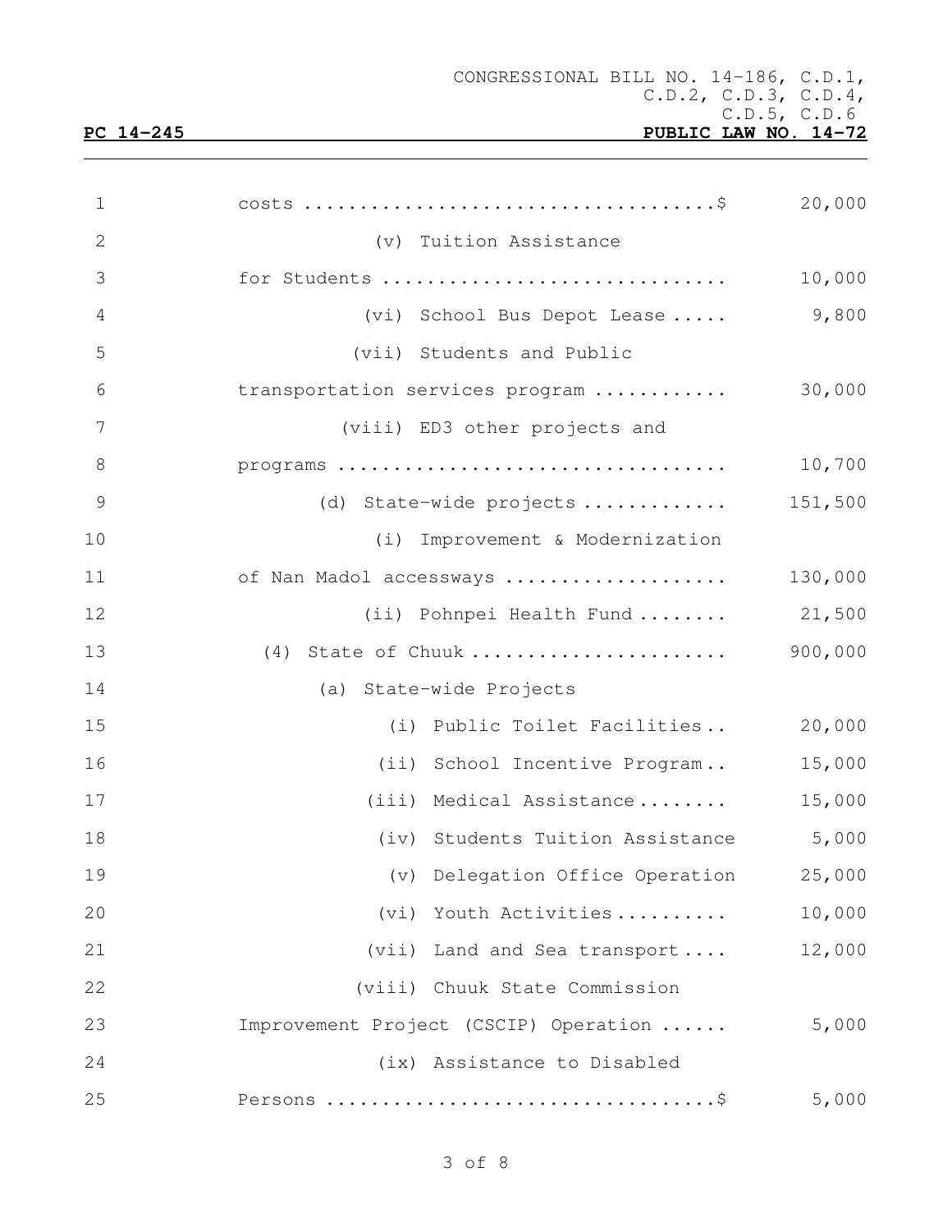costs ....................................$ 20,000

(v) Tuition Assistance for Students ............................... 10,000

(vi) School Bus Depot Lease ..... 9,800

(vii) Students and Public transportation services program ............ 30,000

(viii) ED3 other projects and programs .................................. 10,700

(d) State-wide projects ............. 151,500

(i) Improvement & Modernization of Nan Madol accessways .................... 130,000

(ii) Pohnpei Health Fund ........ 21,500

(4) State of Chuuk ....................... 900,000

(a) State-wide Projects

(i) Public Toilet Facilities.. 20,000

(ii) School Incentive Program.. 15,000

(iii) Medical Assistance........ 15,000

(iv) Students Tuition Assistance 5,000

(v) Delegation Office Operation 25,000

(vi) Youth Activities.......... 10,000

(vii) Land and Sea transport.... 12,000

(viii) Chuuk State Commission Improvement Project (CSCIP) Operation ...... 5,000

(ix) Assistance to Disabled Persons ..................................$ 5,000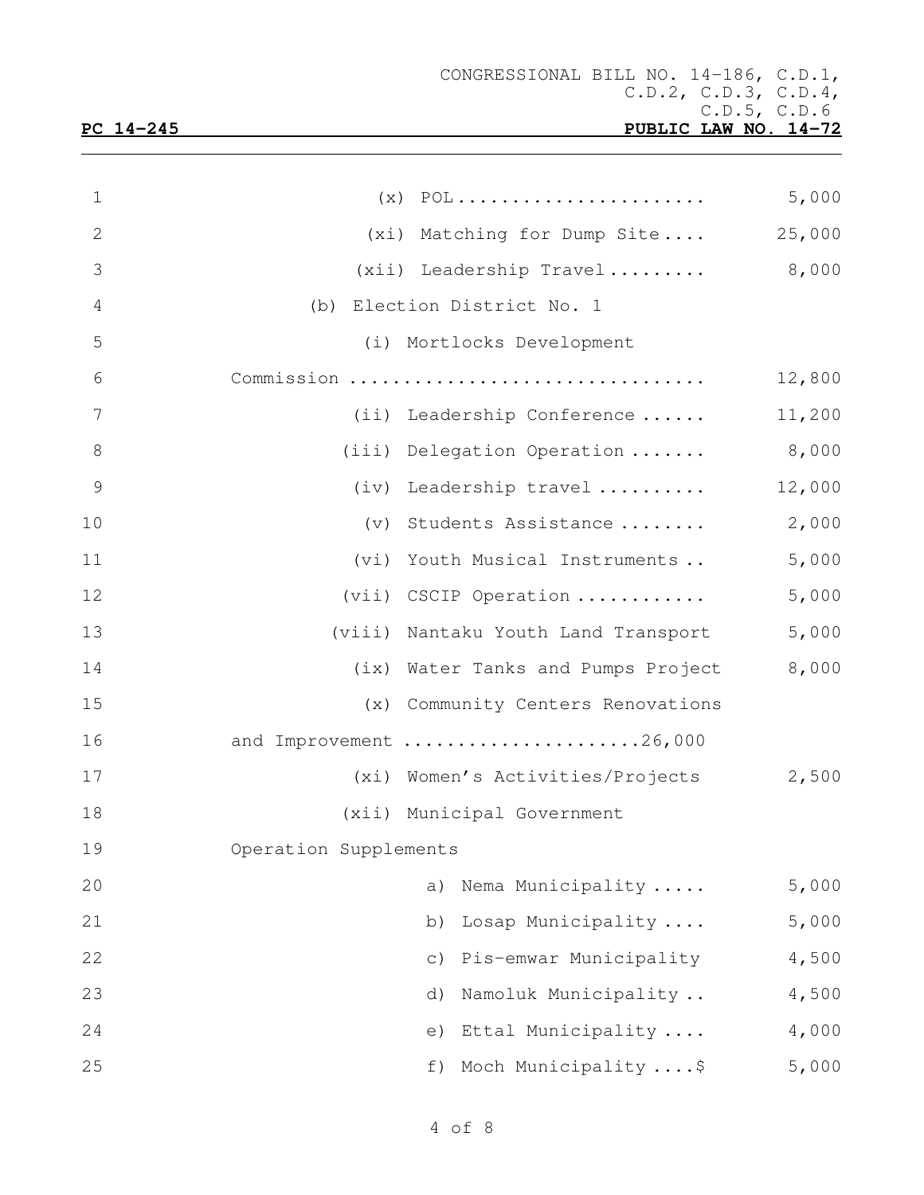(x) POL........................ 5,000

(xi) Matching for Dump Site.... 25,000

(xii) Leadership Travel......... 8,000

(b) Election District No. 1

(i) Mortlocks Development Commission ................................ 12,800

(ii) Leadership Conference ...... 11,200

(iii) Delegation Operation ....... 8,000

(iv) Leadership travel .......... 12,000

(v) Students Assistance ........ 2,000

(vi) Youth Musical Instruments .. 5,000

(vii) CSCIP Operation ............ 5,000

(viii) Nantaku Youth Land Transport 5,000

(ix) Water Tanks and Pumps Project 8,000

(x) Community Centers Renovations and Improvement .....................26,000

(xi) Women's Activities/Projects 2,500

(xii) Municipal Government Operation Supplements

a) Nema Municipality ..... 5,000

b) Losap Municipality .... 5,000

c) Pis-emwar Municipality 4,500

d) Namoluk Municipality .. 4,500

e) Ettal Municipality .... 4,000

f) Moch Municipality ....$ 5,000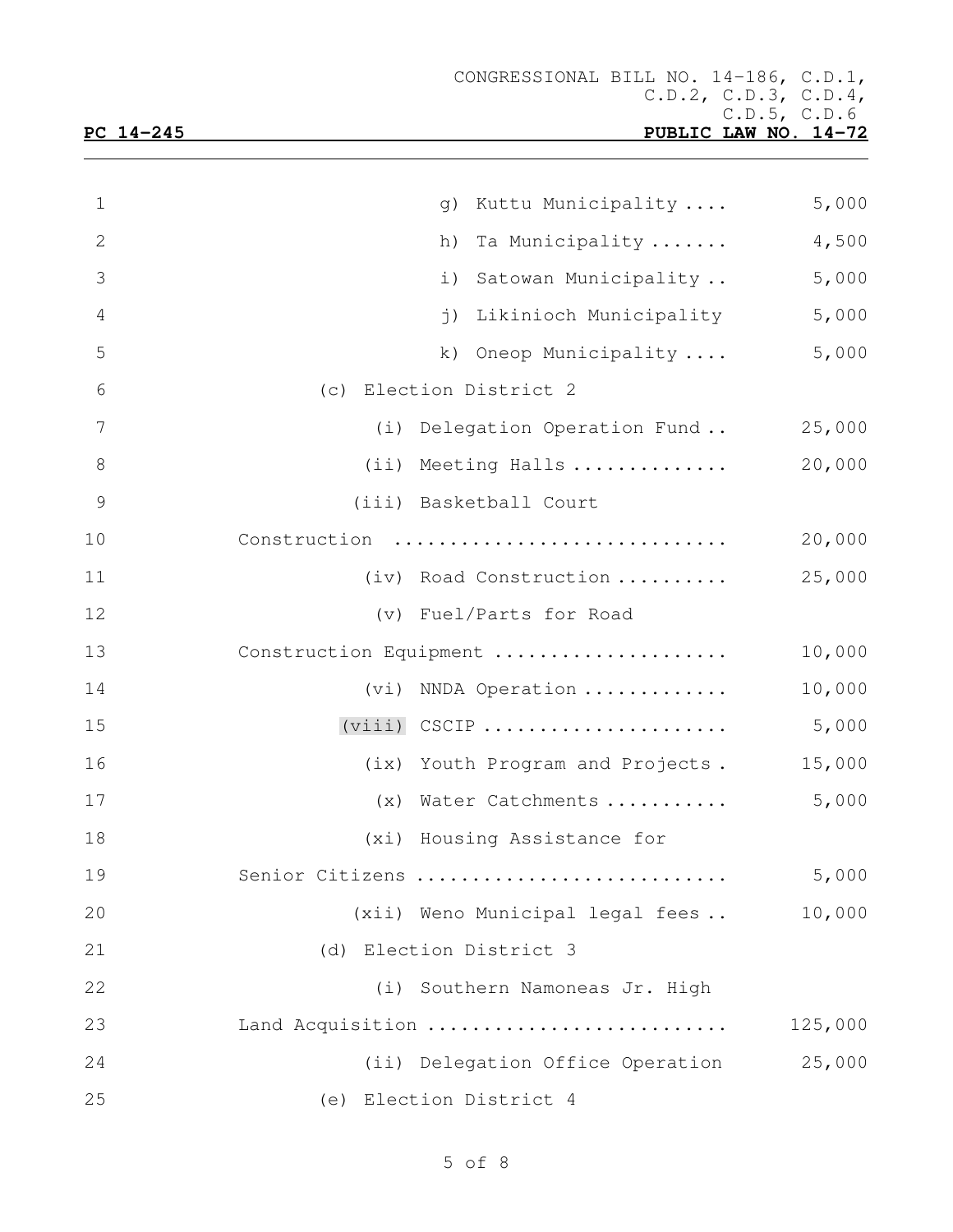g) Kuttu Municipality .... 5,000

h) Ta Municipality ....... 4,500

i) Satowan Municipality .. 5,000

j) Likinioch Municipality 5,000

k) Oneop Municipality .... 5,000

(c) Election District 2

(i) Delegation Operation Fund .. 25,000

(ii) Meeting Halls .............. 20,000

(iii) Basketball Court Construction ............................ 20,000

(iv) Road Construction .......... 25,000

(v) Fuel/Parts for Road Construction Equipment .................... 10,000

(vi) NNDA Operation ............. 10,000

(viii) CSCIP ...................... 5,000

(ix) Youth Program and Projects . 15,000

(x) Water Catchments ........... 5,000

(xi) Housing Assistance for Senior Citizens ........................... 5,000

(xii) Weno Municipal legal fees .. 10,000

(d) Election District 3

(i) Southern Namoneas Jr. High Land Acquisition .......................... 125,000

(ii) Delegation Office Operation 25,000

(e) Election District 4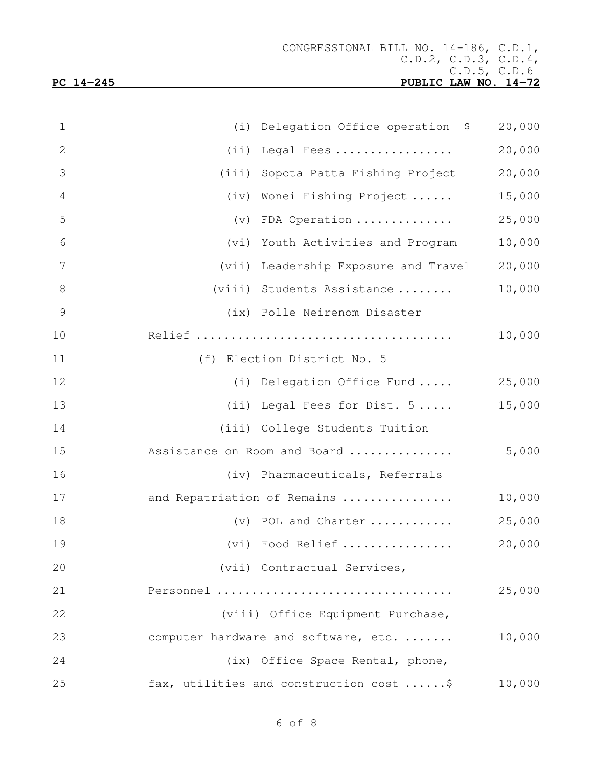(i) Delegation Office operation $ 20,000

(ii) Legal Fees ................. 20,000

(iii) Sopota Patta Fishing Project 20,000

(iv) Wonei Fishing Project ...... 15,000

(v) FDA Operation .............. 25,000

(vi) Youth Activities and Program 10,000

(vii) Leadership Exposure and Travel 20,000

(viii) Students Assistance ........ 10,000

(ix) Polle Neirenom Disaster Relief .................................... 10,000

(f) Election District No. 5

(i) Delegation Office Fund ..... 25,000

(ii) Legal Fees for Dist. 5 ..... 15,000

(iii) College Students Tuition Assistance on Room and Board ............... 5,000

(iv) Pharmaceuticals, Referrals and Repatriation of Remains ................ 10,000

(v) POL and Charter ............ 25,000

(vi) Food Relief ................ 20,000

(vii) Contractual Services, Personnel .................................. 25,000

(viii) Office Equipment Purchase, computer hardware and software, etc. ....... 10,000

(ix) Office Space Rental, phone, fax, utilities and construction cost ......$ 10,000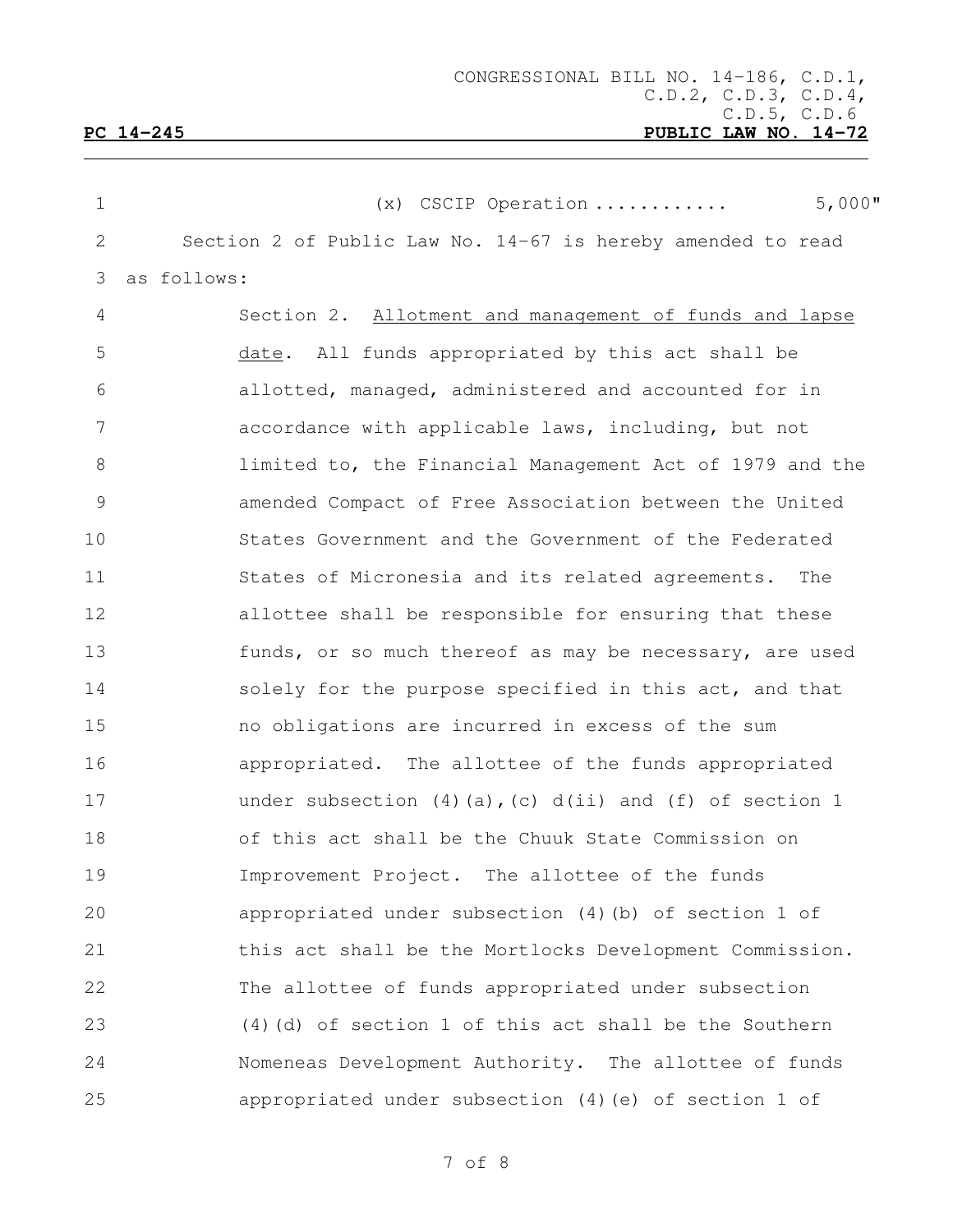(x) CSCIP Operation ............ 5,000"

Section 2 of Public Law No. 14-67 is hereby amended to read as follows:

Section 2. Allotment and management of funds and lapse date. All funds appropriated by this act shall be allotted, managed, administered and accounted for in accordance with applicable laws, including, but not limited to, the Financial Management Act of 1979 and the amended Compact of Free Association between the United States Government and the Government of the Federated States of Micronesia and its related agreements. The allottee shall be responsible for ensuring that these funds, or so much thereof as may be necessary, are used solely for the purpose specified in this act, and that no obligations are incurred in excess of the sum appropriated. The allottee of the funds appropriated under subsection (4)(a),(c) d(ii) and (f) of section 1 of this act shall be the Chuuk State Commission on Improvement Project. The allottee of the funds appropriated under subsection (4)(b) of section 1 of this act shall be the Mortlocks Development Commission. The allottee of funds appropriated under subsection (4)(d) of section 1 of this act shall be the Southern Nomeneas Development Authority. The allottee of funds appropriated under subsection (4)(e) of section 1 of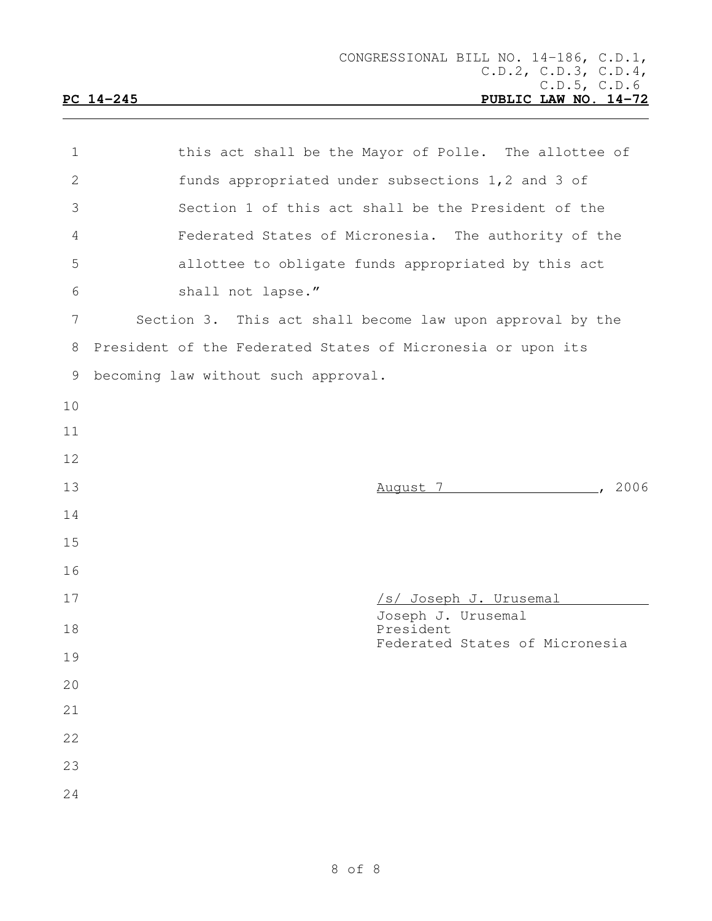this act shall be the Mayor of Polle. The allottee of funds appropriated under subsections 1,2 and 3 of Section 1 of this act shall be the President of the Federated States of Micronesia. The authority of the allottee to obligate funds appropriated by this act shall not lapse."

Section 3. This act shall become law upon approval by the President of the Federated States of Micronesia or upon its becoming law without such approval.

August 7, 2006

/s/ Joseph J. Urusemal
Joseph J. Urusemal
President
Federated States of Micronesia